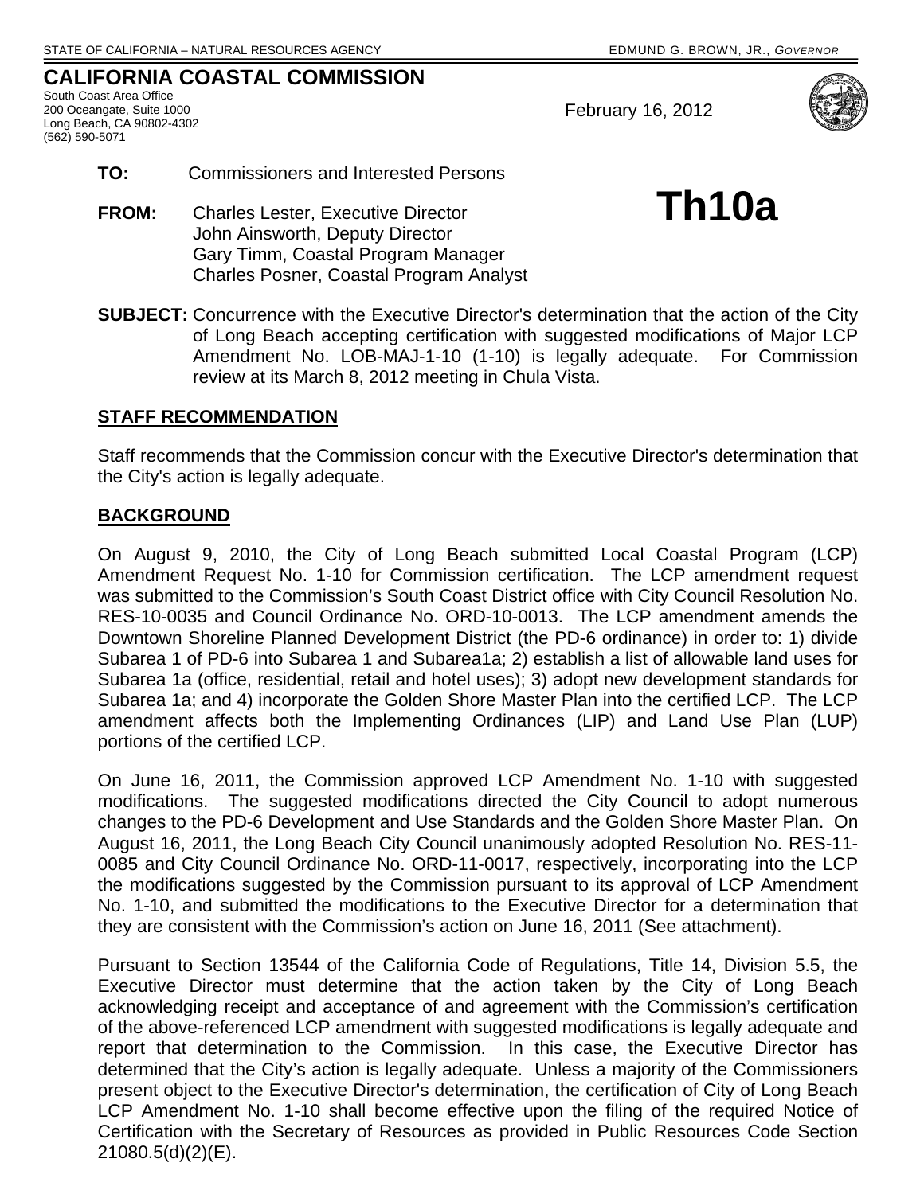STATE OF CALIFORNIA – NATURAL RESOURCES AGENCY EDMUND G. BROWN, JR., *GOVERNOR*

# CALIFORNIA COASTAL COMMISSION

South Coast Area Office
200 Oceangate, Suite 1000
Long Beach, CA 90802-4302
(562) 590-5071

February 16, 2012

# Th10a

**TO:** Commissioners and Interested Persons

**FROM:** Charles Lester, Executive Director
John Ainsworth, Deputy Director
Gary Timm, Coastal Program Manager
Charles Posner, Coastal Program Analyst

**SUBJECT:** Concurrence with the Executive Director's determination that the action of the City of Long Beach accepting certification with suggested modifications of Major LCP Amendment No. LOB-MAJ-1-10 (1-10) is legally adequate. For Commission review at its March 8, 2012 meeting in Chula Vista.

## STAFF RECOMMENDATION

Staff recommends that the Commission concur with the Executive Director's determination that the City's action is legally adequate.

## BACKGROUND

On August 9, 2010, the City of Long Beach submitted Local Coastal Program (LCP) Amendment Request No. 1-10 for Commission certification. The LCP amendment request was submitted to the Commission's South Coast District office with City Council Resolution No. RES-10-0035 and Council Ordinance No. ORD-10-0013. The LCP amendment amends the Downtown Shoreline Planned Development District (the PD-6 ordinance) in order to: 1) divide Subarea 1 of PD-6 into Subarea 1 and Subarea1a; 2) establish a list of allowable land uses for Subarea 1a (office, residential, retail and hotel uses); 3) adopt new development standards for Subarea 1a; and 4) incorporate the Golden Shore Master Plan into the certified LCP. The LCP amendment affects both the Implementing Ordinances (LIP) and Land Use Plan (LUP) portions of the certified LCP.

On June 16, 2011, the Commission approved LCP Amendment No. 1-10 with suggested modifications. The suggested modifications directed the City Council to adopt numerous changes to the PD-6 Development and Use Standards and the Golden Shore Master Plan. On August 16, 2011, the Long Beach City Council unanimously adopted Resolution No. RES-11-0085 and City Council Ordinance No. ORD-11-0017, respectively, incorporating into the LCP the modifications suggested by the Commission pursuant to its approval of LCP Amendment No. 1-10, and submitted the modifications to the Executive Director for a determination that they are consistent with the Commission's action on June 16, 2011 (See attachment).

Pursuant to Section 13544 of the California Code of Regulations, Title 14, Division 5.5, the Executive Director must determine that the action taken by the City of Long Beach acknowledging receipt and acceptance of and agreement with the Commission's certification of the above-referenced LCP amendment with suggested modifications is legally adequate and report that determination to the Commission. In this case, the Executive Director has determined that the City's action is legally adequate. Unless a majority of the Commissioners present object to the Executive Director's determination, the certification of City of Long Beach LCP Amendment No. 1-10 shall become effective upon the filing of the required Notice of Certification with the Secretary of Resources as provided in Public Resources Code Section 21080.5(d)(2)(E).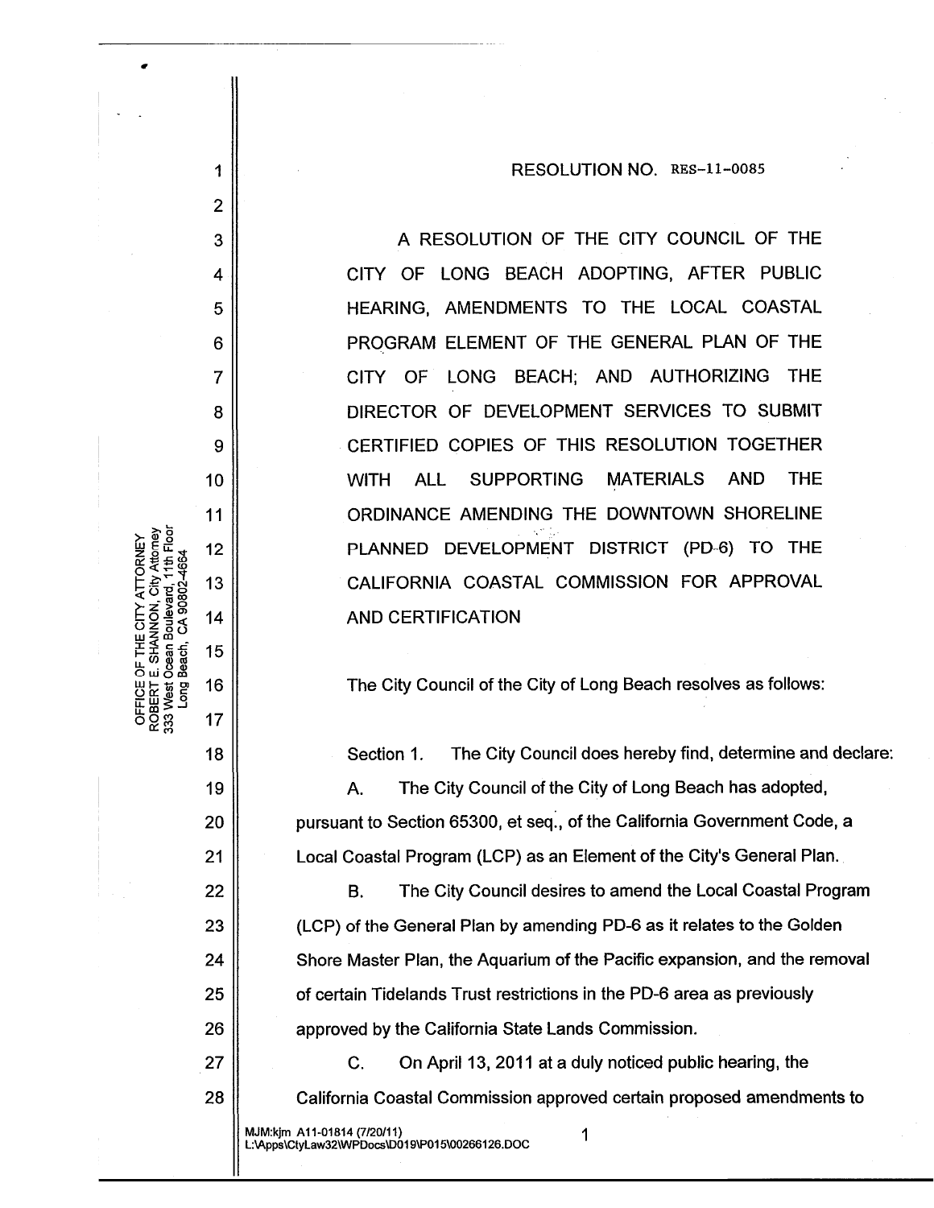RESOLUTION NO. RES-11-0085

A RESOLUTION OF THE CITY COUNCIL OF THE CITY OF LONG BEACH ADOPTING, AFTER PUBLIC HEARING, AMENDMENTS TO THE LOCAL COASTAL PROGRAM ELEMENT OF THE GENERAL PLAN OF THE CITY OF LONG BEACH; AND AUTHORIZING THE DIRECTOR OF DEVELOPMENT SERVICES TO SUBMIT CERTIFIED COPIES OF THIS RESOLUTION TOGETHER WITH ALL SUPPORTING MATERIALS AND THE ORDINANCE AMENDING THE DOWNTOWN SHORELINE PLANNED DEVELOPMENT DISTRICT (PD-6) TO THE CALIFORNIA COASTAL COMMISSION FOR APPROVAL AND CERTIFICATION

The City Council of the City of Long Beach resolves as follows:

Section 1. The City Council does hereby find, determine and declare:

A. The City Council of the City of Long Beach has adopted, pursuant to Section 65300, et seq., of the California Government Code, a Local Coastal Program (LCP) as an Element of the City's General Plan.

B. The City Council desires to amend the Local Coastal Program (LCP) of the General Plan by amending PD-6 as it relates to the Golden Shore Master Plan, the Aquarium of the Pacific expansion, and the removal of certain Tidelands Trust restrictions in the PD-6 area as previously approved by the California State Lands Commission.

C. On April 13, 2011 at a duly noticed public hearing, the California Coastal Commission approved certain proposed amendments to

MJM:kjm A11-01814 (7/20/11)
L:\Apps\CtyLaw32\WPDocs\D019\P015\00266126.DOC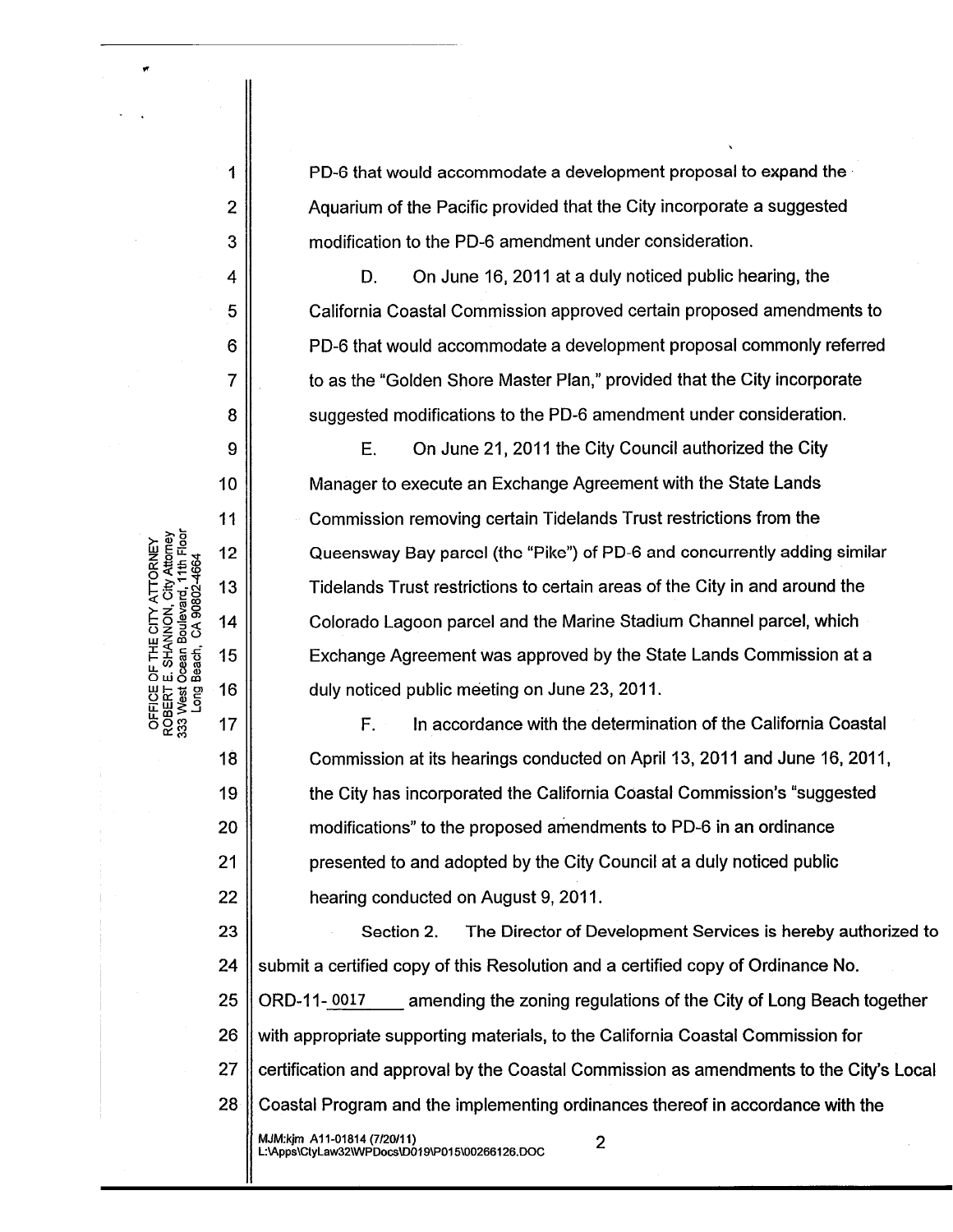PD-6 that would accommodate a development proposal to expand the Aquarium of the Pacific provided that the City incorporate a suggested modification to the PD-6 amendment under consideration.

D. On June 16, 2011 at a duly noticed public hearing, the California Coastal Commission approved certain proposed amendments to PD-6 that would accommodate a development proposal commonly referred to as the "Golden Shore Master Plan," provided that the City incorporate suggested modifications to the PD-6 amendment under consideration.

E. On June 21, 2011 the City Council authorized the City Manager to execute an Exchange Agreement with the State Lands Commission removing certain Tidelands Trust restrictions from the Queensway Bay parcel (the "Pike") of PD-6 and concurrently adding similar Tidelands Trust restrictions to certain areas of the City in and around the Colorado Lagoon parcel and the Marine Stadium Channel parcel, which Exchange Agreement was approved by the State Lands Commission at a duly noticed public meeting on June 23, 2011.

F. In accordance with the determination of the California Coastal Commission at its hearings conducted on April 13, 2011 and June 16, 2011, the City has incorporated the California Coastal Commission's "suggested modifications" to the proposed amendments to PD-6 in an ordinance presented to and adopted by the City Council at a duly noticed public hearing conducted on August 9, 2011.

Section 2. The Director of Development Services is hereby authorized to submit a certified copy of this Resolution and a certified copy of Ordinance No. ORD-11-0017 amending the zoning regulations of the City of Long Beach together with appropriate supporting materials, to the California Coastal Commission for certification and approval by the Coastal Commission as amendments to the City's Local Coastal Program and the implementing ordinances thereof in accordance with the

MJM:kjm A11-01814 (7/20/11)
L:\Apps\CtyLaw32\WPDocs\D019\P015\00266126.DOC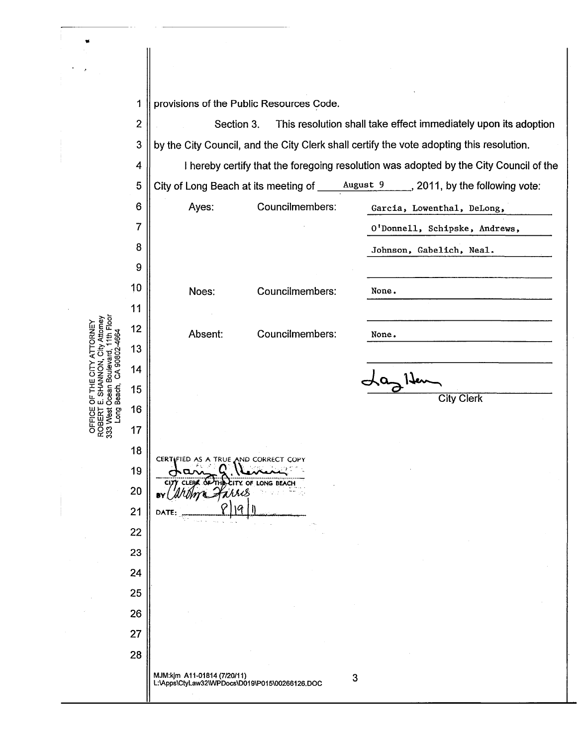provisions of the Public Resources Code.

Section 3. This resolution shall take effect immediately upon its adoption by the City Council, and the City Clerk shall certify the vote adopting this resolution.

I hereby certify that the foregoing resolution was adopted by the City Council of the City of Long Beach at its meeting of August 9, 2011, by the following vote:

| | | |
|---|---|---|
| Ayes: | Councilmembers: | Garcia, Lowenthal, DeLong, O'Donnell, Schipske, Andrews, Johnson, Gabelich, Neal. |
| Noes: | Councilmembers: | None. |
| Absent: | Councilmembers: | None. |

City Clerk

CERTIFIED AS A TRUE AND CORRECT COPY

CITY CLERK OF THE CITY OF LONG BEACH

BY

DATE: 8/19/11

OFFICE OF THE CITY ATTORNEY
ROBERT E. SHANNON, City Attorney
333 West Ocean Boulevard, 11th Floor
Long Beach, CA 90802-4664

MJM:kjm A11-01814 (7/20/11)
L:\Apps\CtyLaw32\WPDocs\D019\P015\00266126.DOC